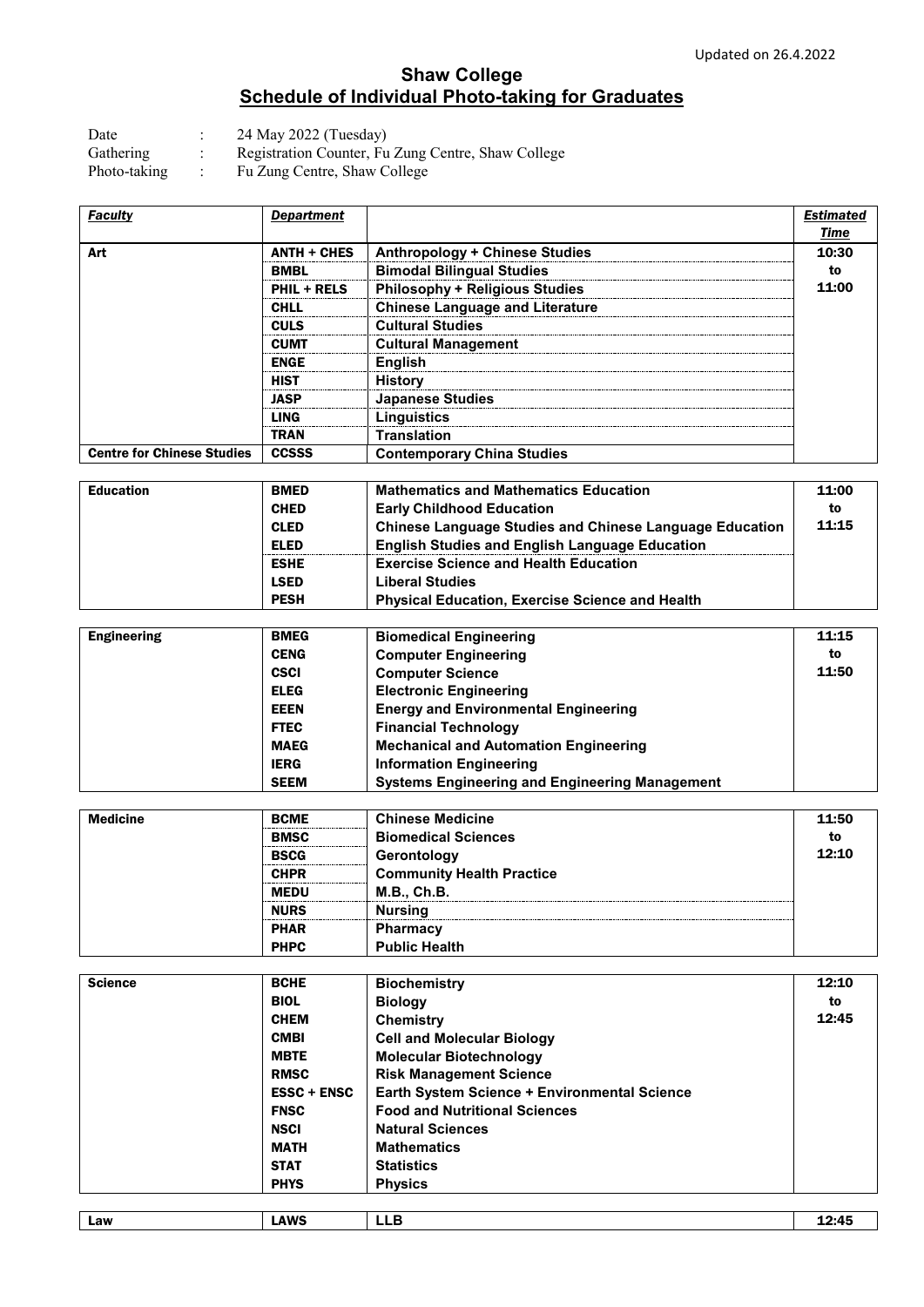Updated on 26.4.2022

# Shaw College
## Schedule of Individual Photo-taking for Graduates

Date : 24 May 2022 (Tuesday)
Gathering : Registration Counter, Fu Zung Centre, Shaw College
Photo-taking : Fu Zung Centre, Shaw College

| ***Faculty*** | ***Department*** | | ***Estimated Time*** |
|---|---|---|---|
| **Art** | **ANTH + CHES** | **Anthropology + Chinese Studies** | **10:30 to 11:00** |
| | **BMBL** | **Bimodal Bilingual Studies** | |
| | **PHIL + RELS** | **Philosophy + Religious Studies** | |
| | **CHLL** | **Chinese Language and Literature** | |
| | **CULS** | **Cultural Studies** | |
| | **CUMT** | **Cultural Management** | |
| | **ENGE** | **English** | |
| | **HIST** | **History** | |
| | **JASP** | **Japanese Studies** | |
| | **LING** | **Linguistics** | |
| | **TRAN** | **Translation** | |
| **Centre for Chinese Studies** | **CCSSS** | **Contemporary China Studies** | |
| **Education** | **BMED** | **Mathematics and Mathematics Education** | **11:00 to 11:15** |
| | **CHED** | **Early Childhood Education** | |
| | **CLED** | **Chinese Language Studies and Chinese Language Education** | |
| | **ELED** | **English Studies and English Language Education** | |
| | **ESHE** | **Exercise Science and Health Education** | |
| | **LSED** | **Liberal Studies** | |
| | **PESH** | **Physical Education, Exercise Science and Health** | |
| **Engineering** | **BMEG** | **Biomedical Engineering** | **11:15 to 11:50** |
| | **CENG** | **Computer Engineering** | |
| | **CSCI** | **Computer Science** | |
| | **ELEG** | **Electronic Engineering** | |
| | **EEEN** | **Energy and Environmental Engineering** | |
| | **FTEC** | **Financial Technology** | |
| | **MAEG** | **Mechanical and Automation Engineering** | |
| | **IERG** | **Information Engineering** | |
| | **SEEM** | **Systems Engineering and Engineering Management** | |
| **Medicine** | **BCME** | **Chinese Medicine** | **11:50 to 12:10** |
| | **BMSC** | **Biomedical Sciences** | |
| | **BSCG** | **Gerontology** | |
| | **CHPR** | **Community Health Practice** | |
| | **MEDU** | **M.B., Ch.B.** | |
| | **NURS** | **Nursing** | |
| | **PHAR** | **Pharmacy** | |
| | **PHPC** | **Public Health** | |
| **Science** | **BCHE** | **Biochemistry** | **12:10 to 12:45** |
| | **BIOL** | **Biology** | |
| | **CHEM** | **Chemistry** | |
| | **CMBI** | **Cell and Molecular Biology** | |
| | **MBTE** | **Molecular Biotechnology** | |
| | **RMSC** | **Risk Management Science** | |
| | **ESSC + ENSC** | **Earth System Science + Environmental Science** | |
| | **FNSC** | **Food and Nutritional Sciences** | |
| | **NSCI** | **Natural Sciences** | |
| | **MATH** | **Mathematics** | |
| | **STAT** | **Statistics** | |
| | **PHYS** | **Physics** | |
| **Law** | **LAWS** | **LLB** | **12:45** |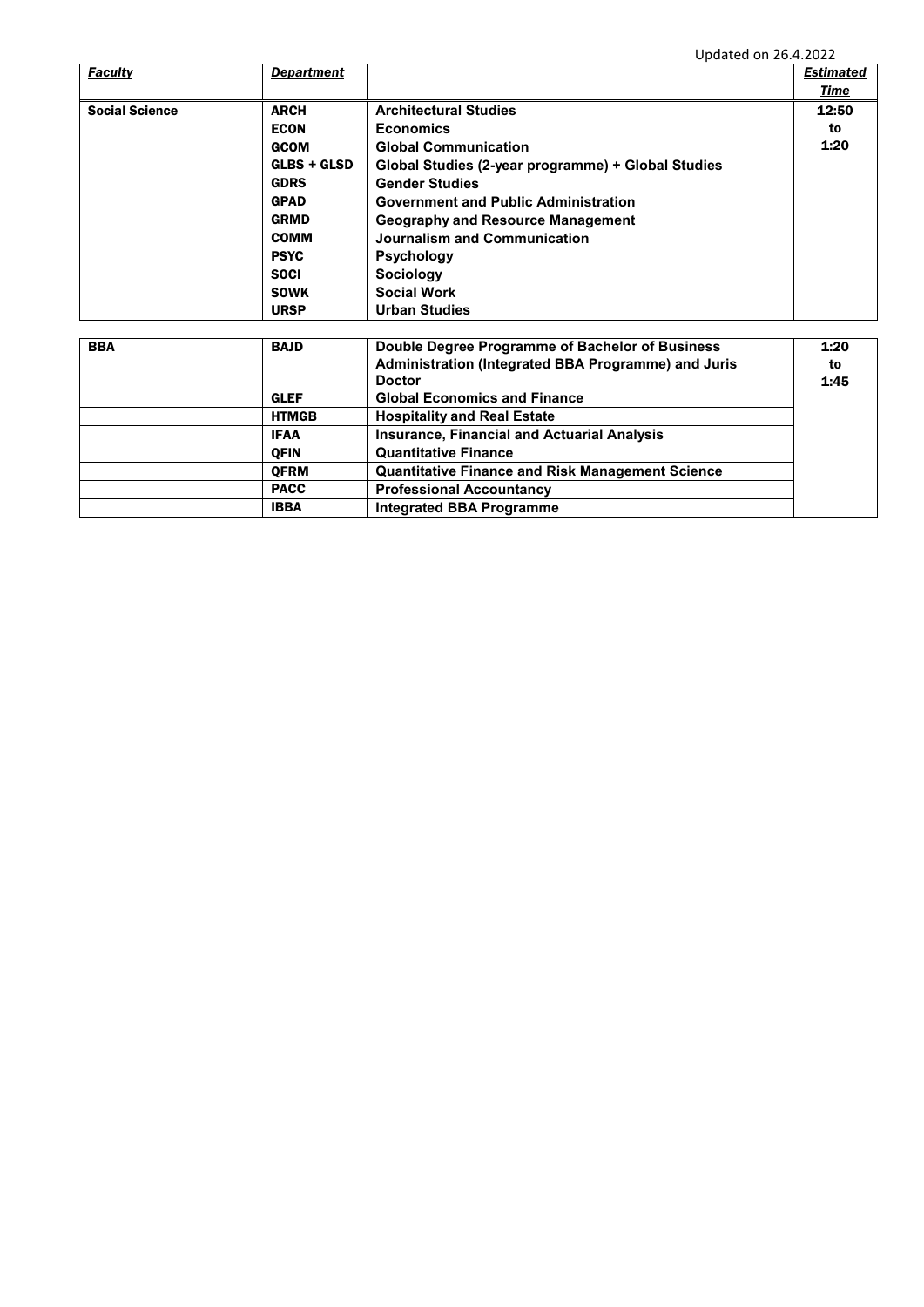Updated on 26.4.2022

| ***Faculty*** | ***Department*** | | ***Estimated Time*** |
|---|---|---|---|
| **Social Science** | **ARCH** | **Architectural Studies** | **12:50 to 1:20** |
| | **ECON** | **Economics** | |
| | **GCOM** | **Global Communication** | |
| | **GLBS + GLSD** | **Global Studies (2-year programme) + Global Studies** | |
| | **GDRS** | **Gender Studies** | |
| | **GPAD** | **Government and Public Administration** | |
| | **GRMD** | **Geography and Resource Management** | |
| | **COMM** | **Journalism and Communication** | |
| | **PSYC** | **Psychology** | |
| | **SOCI** | **Sociology** | |
| | **SOWK** | **Social Work** | |
| | **URSP** | **Urban Studies** | |

| | | | |
|---|---|---|---|
| **BBA** | **BAJD** | **Double Degree Programme of Bachelor of Business Administration (Integrated BBA Programme) and Juris Doctor** | **1:20 to 1:45** |
| | **GLEF** | **Global Economics and Finance** | |
| | **HTMGB** | **Hospitality and Real Estate** | |
| | **IFAA** | **Insurance, Financial and Actuarial Analysis** | |
| | **QFIN** | **Quantitative Finance** | |
| | **QFRM** | **Quantitative Finance and Risk Management Science** | |
| | **PACC** | **Professional Accountancy** | |
| | **IBBA** | **Integrated BBA Programme** | |